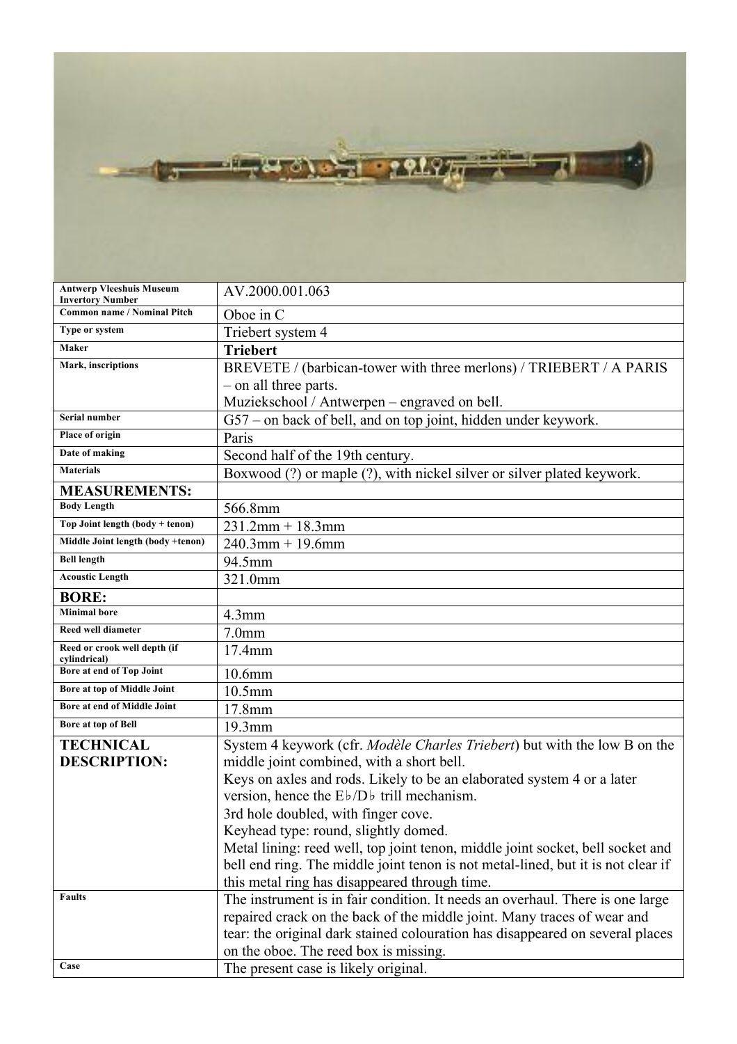| | |
|---|---|
| **Antwerp Vleeshuis Museum Invertory Number** | AV.2000.001.063 |
| **Common name / Nominal Pitch** | Oboe in C |
| **Type or system** | Triebert system 4 |
| **Maker** | **Triebert** |
| **Mark, inscriptions** | BREVETE / (barbican-tower with three merlons) / TRIEBERT / A PARIS – on all three parts.<br>Muziekschool / Antwerpen – engraved on bell. |
| **Serial number** | G57 – on back of bell, and on top joint, hidden under keywork. |
| **Place of origin** | Paris |
| **Date of making** | Second half of the 19th century. |
| **Materials** | Boxwood (?) or maple (?), with nickel silver or silver plated keywork. |
| **MEASUREMENTS:** | |
| **Body Length** | 566.8mm |
| **Top Joint length (body + tenon)** | 231.2mm + 18.3mm |
| **Middle Joint length (body +tenon)** | 240.3mm + 19.6mm |
| **Bell length** | 94.5mm |
| **Acoustic Length** | 321.0mm |
| **BORE:** | |
| **Minimal bore** | 4.3mm |
| **Reed well diameter** | 7.0mm |
| **Reed or crook well depth (if cylindrical)** | 17.4mm |
| **Bore at end of Top Joint** | 10.6mm |
| **Bore at top of Middle Joint** | 10.5mm |
| **Bore at end of Middle Joint** | 17.8mm |
| **Bore at top of Bell** | 19.3mm |
| **TECHNICAL DESCRIPTION:** | System 4 keywork (cfr. *Modèle Charles Triebert*) but with the low B on the middle joint combined, with a short bell.<br>Keys on axles and rods. Likely to be an elaborated system 4 or a later version, hence the E♭/D♭ trill mechanism.<br>3rd hole doubled, with finger cove.<br>Keyhead type: round, slightly domed.<br>Metal lining: reed well, top joint tenon, middle joint socket, bell socket and bell end ring. The middle joint tenon is not metal-lined, but it is not clear if this metal ring has disappeared through time. |
| **Faults** | The instrument is in fair condition. It needs an overhaul. There is one large repaired crack on the back of the middle joint. Many traces of wear and tear: the original dark stained colouration has disappeared on several places on the oboe. The reed box is missing. |
| **Case** | The present case is likely original. |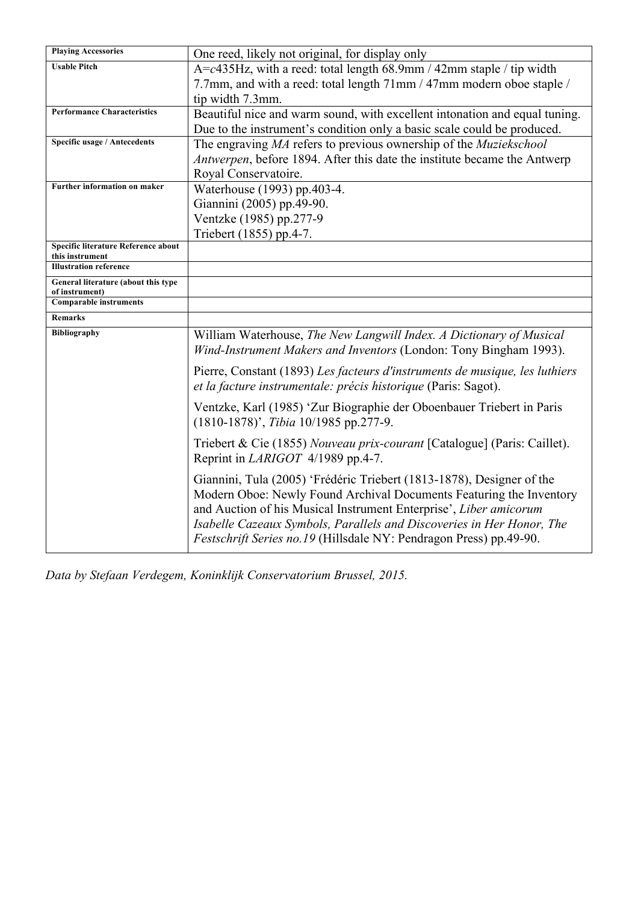| | |
|---|---|
| **Playing Accessories** | One reed, likely not original, for display only |
| **Usable Pitch** | A=*c*435Hz, with a reed: total length 68.9mm / 42mm staple / tip width 7.7mm, and with a reed: total length 71mm / 47mm modern oboe staple / tip width 7.3mm. |
| **Performance Characteristics** | Beautiful nice and warm sound, with excellent intonation and equal tuning. Due to the instrument's condition only a basic scale could be produced. |
| **Specific usage / Antecedents** | The engraving *MA* refers to previous ownership of the *Muziekschool Antwerpen*, before 1894. After this date the institute became the Antwerp Royal Conservatoire. |
| **Further information on maker** | Waterhouse (1993) pp.403-4.<br>Giannini (2005) pp.49-90.<br>Ventzke (1985) pp.277-9<br>Triebert (1855) pp.4-7. |
| **Specific literature Reference about this instrument** | |
| **Illustration reference** | |
| **General literature (about this type of instrument)** | |
| **Comparable instruments** | |
| **Remarks** | |
| **Bibliography** | William Waterhouse, *The New Langwill Index. A Dictionary of Musical Wind-Instrument Makers and Inventors* (London: Tony Bingham 1993).<br><br>Pierre, Constant (1893) *Les facteurs d'instruments de musique, les luthiers et la facture instrumentale: précis historique* (Paris: Sagot).<br><br>Ventzke, Karl (1985) 'Zur Biographie der Oboenbauer Triebert in Paris (1810-1878)', *Tibia* 10/1985 pp.277-9.<br><br>Triebert & Cie (1855) *Nouveau prix-courant* [Catalogue] (Paris: Caillet). Reprint in *LARIGOT* 4/1989 pp.4-7.<br><br>Giannini, Tula (2005) 'Frédéric Triebert (1813-1878), Designer of the Modern Oboe: Newly Found Archival Documents Featuring the Inventory and Auction of his Musical Instrument Enterprise', *Liber amicorum Isabelle Cazeaux Symbols, Parallels and Discoveries in Her Honor, The Festschrift Series no.19* (Hillsdale NY: Pendragon Press) pp.49-90. |

*Data by Stefaan Verdegem, Koninklijk Conservatorium Brussel, 2015.*